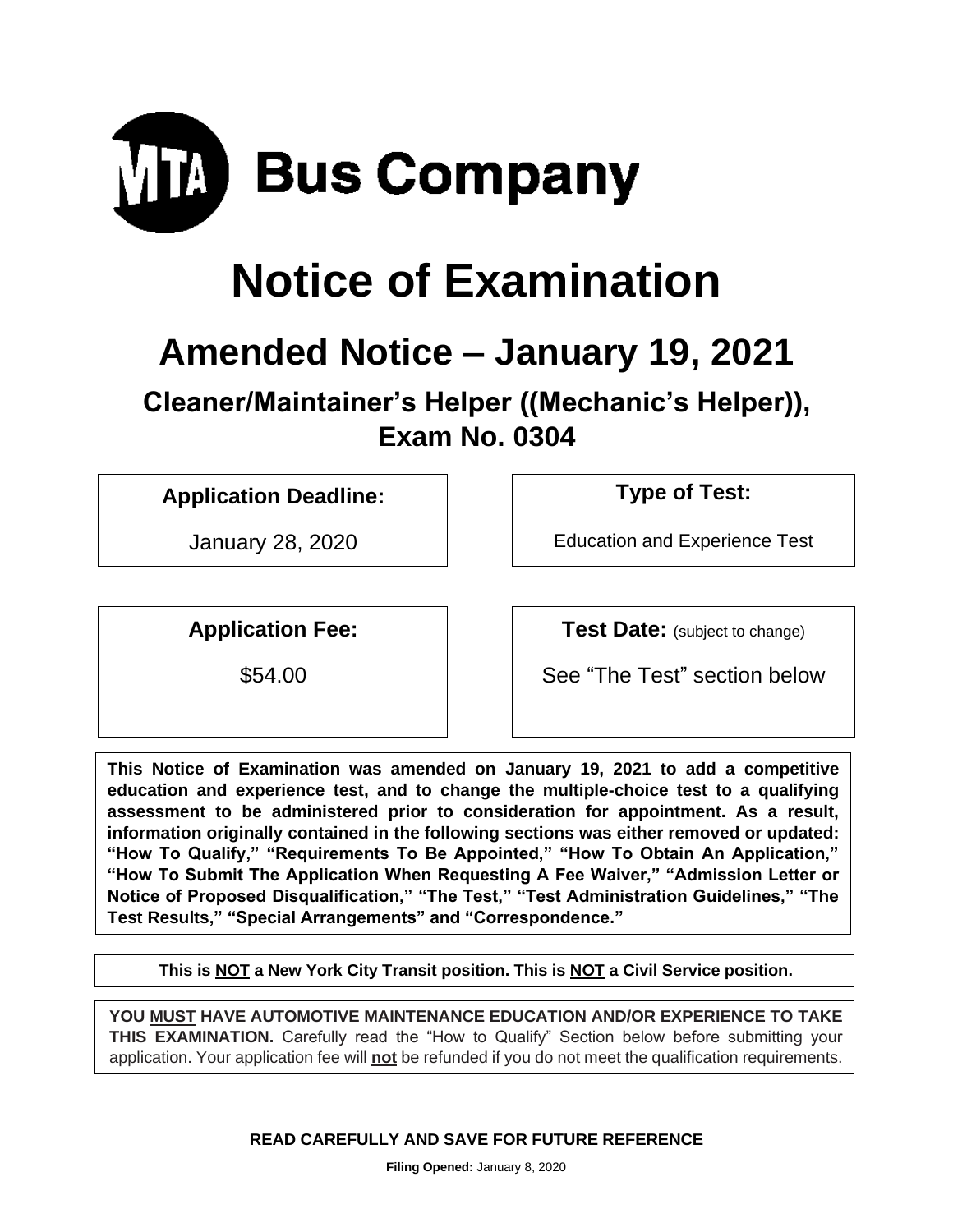MTA Bus Company

# Notice of Examination

## Amended Notice – January 19, 2021

### Cleaner/Maintainer's Helper ((Mechanic's Helper)), Exam No. 0304

| **Application Deadline:** | **Type of Test:** |
|---|---|
| January 28, 2020 | Education and Experience Test |

| **Application Fee:** | **Test Date:** (subject to change) |
|---|---|
| $54.00 | See "The Test" section below |

**This Notice of Examination was amended on January 19, 2021 to add a competitive education and experience test, and to change the multiple-choice test to a qualifying assessment to be administered prior to consideration for appointment. As a result, information originally contained in the following sections was either removed or updated: "How To Qualify," "Requirements To Be Appointed," "How To Obtain An Application," "How To Submit The Application When Requesting A Fee Waiver," "Admission Letter or Notice of Proposed Disqualification," "The Test," "Test Administration Guidelines," "The Test Results," "Special Arrangements" and "Correspondence."**

**This is NOT a New York City Transit position. This is NOT a Civil Service position.**

**YOU MUST HAVE AUTOMOTIVE MAINTENANCE EDUCATION AND/OR EXPERIENCE TO TAKE THIS EXAMINATION.** Carefully read the "How to Qualify" Section below before submitting your application. Your application fee will **not** be refunded if you do not meet the qualification requirements.

**READ CAREFULLY AND SAVE FOR FUTURE REFERENCE**

**Filing Opened:** January 8, 2020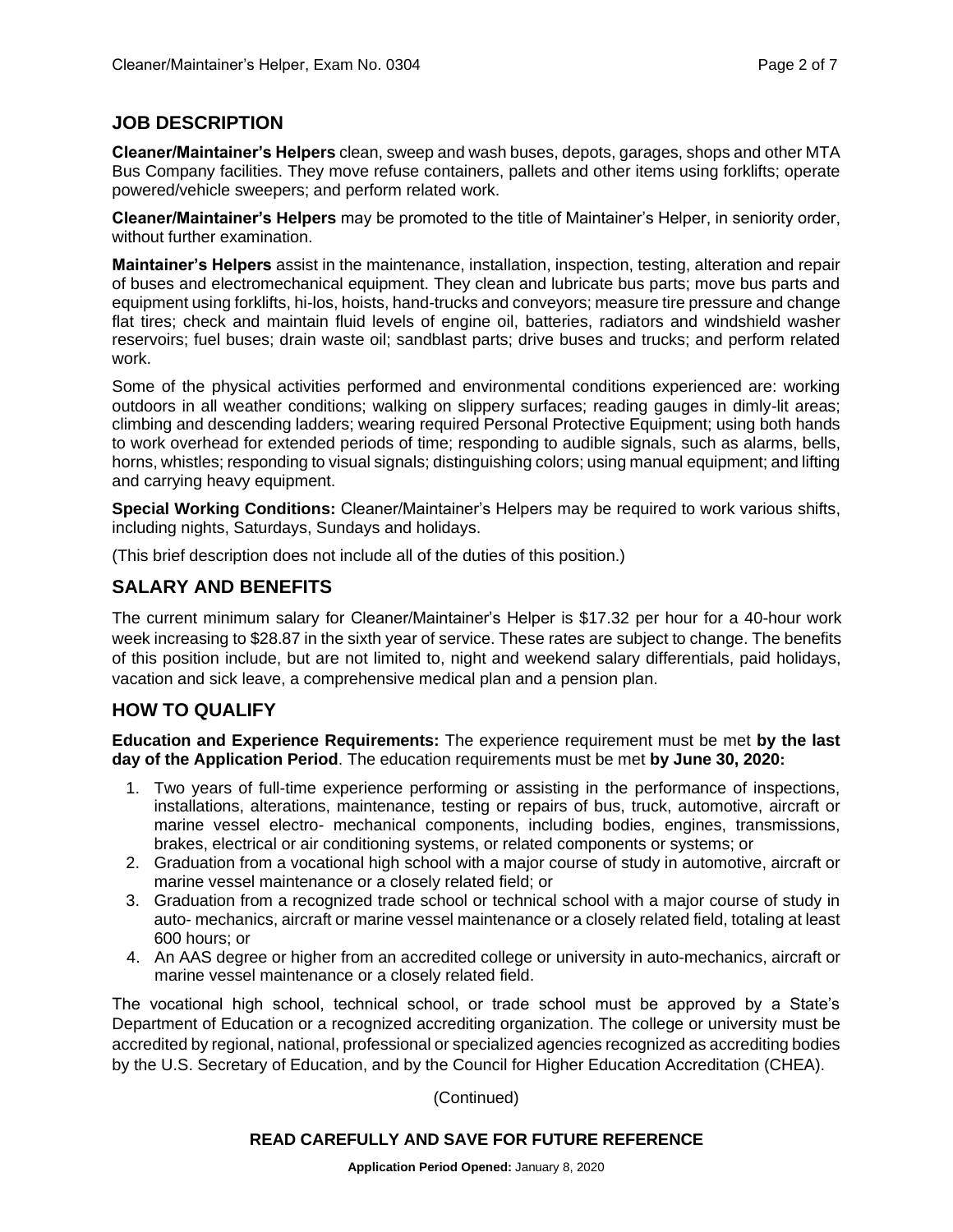## JOB DESCRIPTION

**Cleaner/Maintainer's Helpers** clean, sweep and wash buses, depots, garages, shops and other MTA Bus Company facilities. They move refuse containers, pallets and other items using forklifts; operate powered/vehicle sweepers; and perform related work.

**Cleaner/Maintainer's Helpers** may be promoted to the title of Maintainer's Helper, in seniority order, without further examination.

**Maintainer's Helpers** assist in the maintenance, installation, inspection, testing, alteration and repair of buses and electromechanical equipment. They clean and lubricate bus parts; move bus parts and equipment using forklifts, hi-los, hoists, hand-trucks and conveyors; measure tire pressure and change flat tires; check and maintain fluid levels of engine oil, batteries, radiators and windshield washer reservoirs; fuel buses; drain waste oil; sandblast parts; drive buses and trucks; and perform related work.

Some of the physical activities performed and environmental conditions experienced are: working outdoors in all weather conditions; walking on slippery surfaces; reading gauges in dimly-lit areas; climbing and descending ladders; wearing required Personal Protective Equipment; using both hands to work overhead for extended periods of time; responding to audible signals, such as alarms, bells, horns, whistles; responding to visual signals; distinguishing colors; using manual equipment; and lifting and carrying heavy equipment.

**Special Working Conditions:** Cleaner/Maintainer's Helpers may be required to work various shifts, including nights, Saturdays, Sundays and holidays.

(This brief description does not include all of the duties of this position.)

## SALARY AND BENEFITS

The current minimum salary for Cleaner/Maintainer's Helper is $17.32 per hour for a 40-hour work week increasing to $28.87 in the sixth year of service. These rates are subject to change. The benefits of this position include, but are not limited to, night and weekend salary differentials, paid holidays, vacation and sick leave, a comprehensive medical plan and a pension plan.

## HOW TO QUALIFY

**Education and Experience Requirements:** The experience requirement must be met **by the last day of the Application Period**. The education requirements must be met **by June 30, 2020:**

1. Two years of full-time experience performing or assisting in the performance of inspections, installations, alterations, maintenance, testing or repairs of bus, truck, automotive, aircraft or marine vessel electro- mechanical components, including bodies, engines, transmissions, brakes, electrical or air conditioning systems, or related components or systems; or
2. Graduation from a vocational high school with a major course of study in automotive, aircraft or marine vessel maintenance or a closely related field; or
3. Graduation from a recognized trade school or technical school with a major course of study in auto- mechanics, aircraft or marine vessel maintenance or a closely related field, totaling at least 600 hours; or
4. An AAS degree or higher from an accredited college or university in auto-mechanics, aircraft or marine vessel maintenance or a closely related field.

The vocational high school, technical school, or trade school must be approved by a State's Department of Education or a recognized accrediting organization. The college or university must be accredited by regional, national, professional or specialized agencies recognized as accrediting bodies by the U.S. Secretary of Education, and by the Council for Higher Education Accreditation (CHEA).

(Continued)

**READ CAREFULLY AND SAVE FOR FUTURE REFERENCE**

**Application Period Opened:** January 8, 2020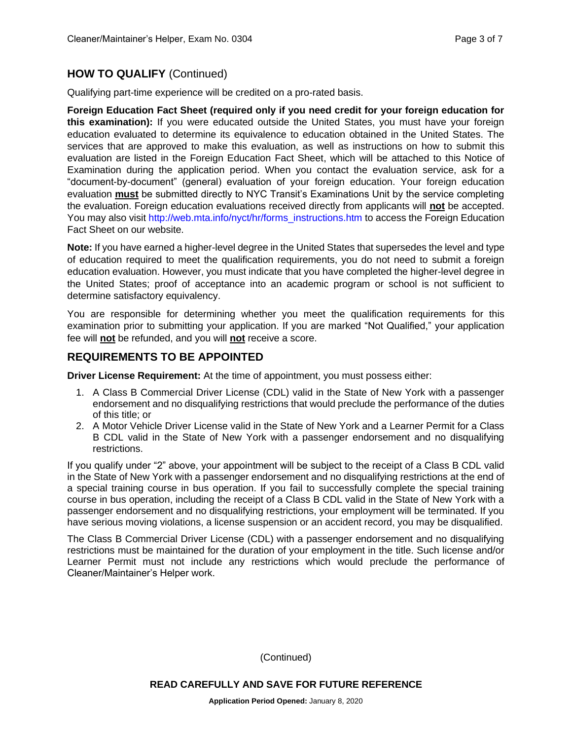## HOW TO QUALIFY (Continued)

Qualifying part-time experience will be credited on a pro-rated basis.

**Foreign Education Fact Sheet (required only if you need credit for your foreign education for this examination):** If you were educated outside the United States, you must have your foreign education evaluated to determine its equivalence to education obtained in the United States. The services that are approved to make this evaluation, as well as instructions on how to submit this evaluation are listed in the Foreign Education Fact Sheet, which will be attached to this Notice of Examination during the application period. When you contact the evaluation service, ask for a "document-by-document" (general) evaluation of your foreign education. Your foreign education evaluation **must** be submitted directly to NYC Transit's Examinations Unit by the service completing the evaluation. Foreign education evaluations received directly from applicants will **not** be accepted. You may also visit http://web.mta.info/nyct/hr/forms_instructions.htm to access the Foreign Education Fact Sheet on our website.

**Note:** If you have earned a higher-level degree in the United States that supersedes the level and type of education required to meet the qualification requirements, you do not need to submit a foreign education evaluation. However, you must indicate that you have completed the higher-level degree in the United States; proof of acceptance into an academic program or school is not sufficient to determine satisfactory equivalency.

You are responsible for determining whether you meet the qualification requirements for this examination prior to submitting your application. If you are marked "Not Qualified," your application fee will **not** be refunded, and you will **not** receive a score.

## REQUIREMENTS TO BE APPOINTED

**Driver License Requirement:** At the time of appointment, you must possess either:

1. A Class B Commercial Driver License (CDL) valid in the State of New York with a passenger endorsement and no disqualifying restrictions that would preclude the performance of the duties of this title; or
2. A Motor Vehicle Driver License valid in the State of New York and a Learner Permit for a Class B CDL valid in the State of New York with a passenger endorsement and no disqualifying restrictions.

If you qualify under "2" above, your appointment will be subject to the receipt of a Class B CDL valid in the State of New York with a passenger endorsement and no disqualifying restrictions at the end of a special training course in bus operation. If you fail to successfully complete the special training course in bus operation, including the receipt of a Class B CDL valid in the State of New York with a passenger endorsement and no disqualifying restrictions, your employment will be terminated. If you have serious moving violations, a license suspension or an accident record, you may be disqualified.

The Class B Commercial Driver License (CDL) with a passenger endorsement and no disqualifying restrictions must be maintained for the duration of your employment in the title. Such license and/or Learner Permit must not include any restrictions which would preclude the performance of Cleaner/Maintainer's Helper work.

(Continued)

**READ CAREFULLY AND SAVE FOR FUTURE REFERENCE**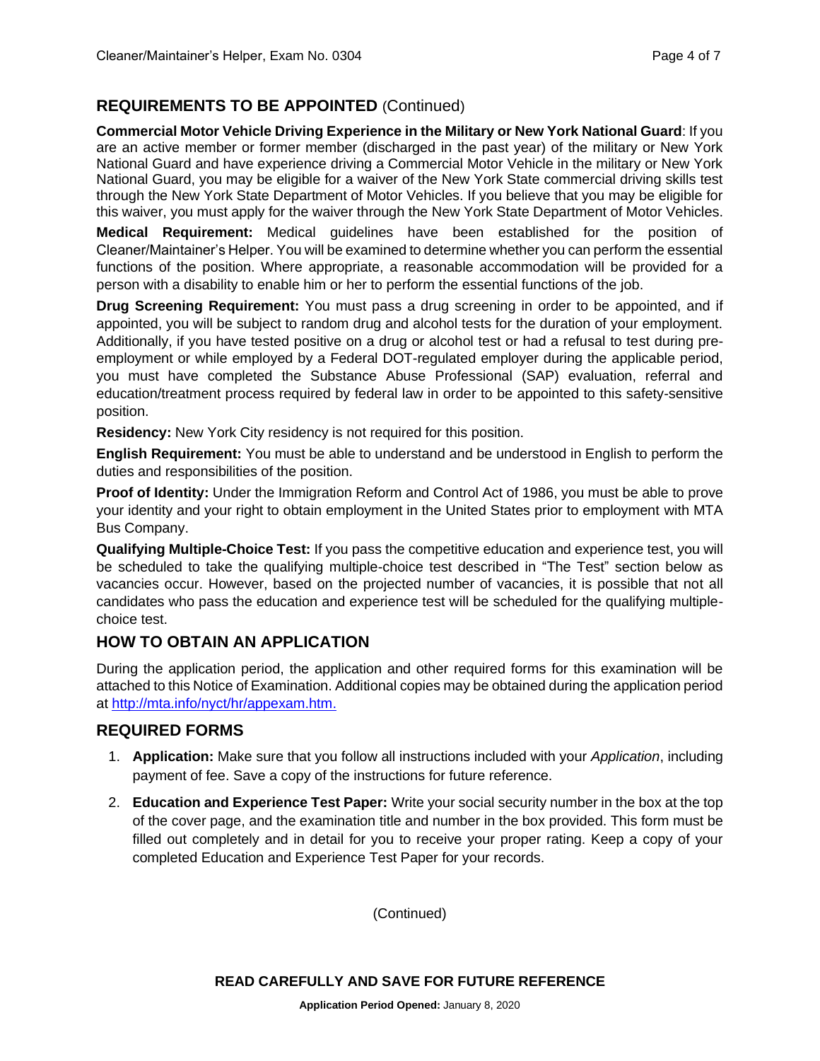## REQUIREMENTS TO BE APPOINTED (Continued)

**Commercial Motor Vehicle Driving Experience in the Military or New York National Guard**: If you are an active member or former member (discharged in the past year) of the military or New York National Guard and have experience driving a Commercial Motor Vehicle in the military or New York National Guard, you may be eligible for a waiver of the New York State commercial driving skills test through the New York State Department of Motor Vehicles. If you believe that you may be eligible for this waiver, you must apply for the waiver through the New York State Department of Motor Vehicles.

**Medical Requirement:** Medical guidelines have been established for the position of Cleaner/Maintainer's Helper. You will be examined to determine whether you can perform the essential functions of the position. Where appropriate, a reasonable accommodation will be provided for a person with a disability to enable him or her to perform the essential functions of the job.

**Drug Screening Requirement:** You must pass a drug screening in order to be appointed, and if appointed, you will be subject to random drug and alcohol tests for the duration of your employment. Additionally, if you have tested positive on a drug or alcohol test or had a refusal to test during pre-employment or while employed by a Federal DOT-regulated employer during the applicable period, you must have completed the Substance Abuse Professional (SAP) evaluation, referral and education/treatment process required by federal law in order to be appointed to this safety-sensitive position.

**Residency:** New York City residency is not required for this position.

**English Requirement:** You must be able to understand and be understood in English to perform the duties and responsibilities of the position.

**Proof of Identity:** Under the Immigration Reform and Control Act of 1986, you must be able to prove your identity and your right to obtain employment in the United States prior to employment with MTA Bus Company.

**Qualifying Multiple-Choice Test:** If you pass the competitive education and experience test, you will be scheduled to take the qualifying multiple-choice test described in "The Test" section below as vacancies occur. However, based on the projected number of vacancies, it is possible that not all candidates who pass the education and experience test will be scheduled for the qualifying multiple-choice test.

## HOW TO OBTAIN AN APPLICATION

During the application period, the application and other required forms for this examination will be attached to this Notice of Examination. Additional copies may be obtained during the application period at http://mta.info/nyct/hr/appexam.htm.

## REQUIRED FORMS

1. **Application:** Make sure that you follow all instructions included with your *Application*, including payment of fee. Save a copy of the instructions for future reference.
2. **Education and Experience Test Paper:** Write your social security number in the box at the top of the cover page, and the examination title and number in the box provided. This form must be filled out completely and in detail for you to receive your proper rating. Keep a copy of your completed Education and Experience Test Paper for your records.

(Continued)

**READ CAREFULLY AND SAVE FOR FUTURE REFERENCE**

**Application Period Opened:** January 8, 2020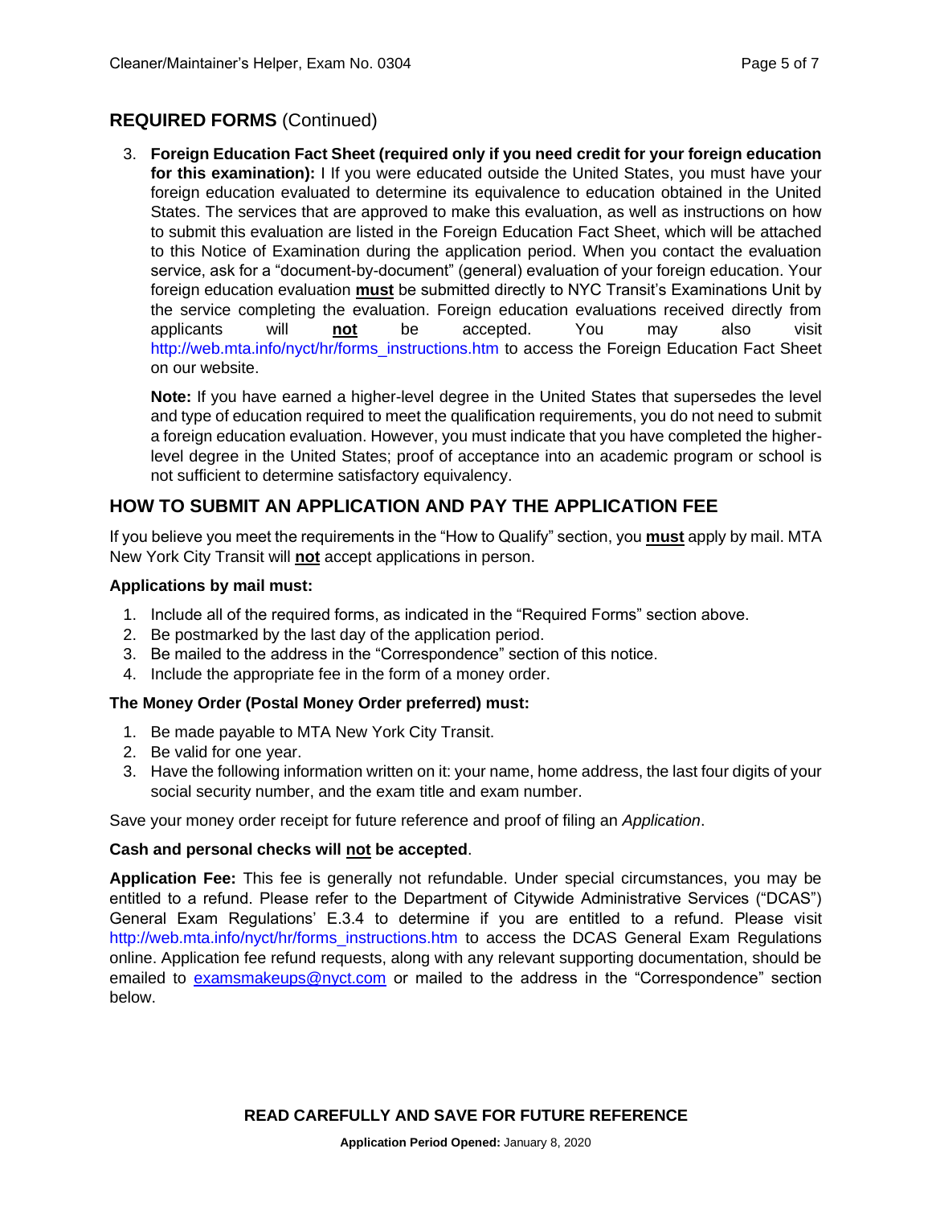## REQUIRED FORMS (Continued)

3. **Foreign Education Fact Sheet (required only if you need credit for your foreign education for this examination):** I If you were educated outside the United States, you must have your foreign education evaluated to determine its equivalence to education obtained in the United States. The services that are approved to make this evaluation, as well as instructions on how to submit this evaluation are listed in the Foreign Education Fact Sheet, which will be attached to this Notice of Examination during the application period. When you contact the evaluation service, ask for a "document-by-document" (general) evaluation of your foreign education. Your foreign education evaluation **must** be submitted directly to NYC Transit's Examinations Unit by the service completing the evaluation. Foreign education evaluations received directly from applicants will **not** be accepted. You may also visit http://web.mta.info/nyct/hr/forms_instructions.htm to access the Foreign Education Fact Sheet on our website.

   **Note:** If you have earned a higher-level degree in the United States that supersedes the level and type of education required to meet the qualification requirements, you do not need to submit a foreign education evaluation. However, you must indicate that you have completed the higher-level degree in the United States; proof of acceptance into an academic program or school is not sufficient to determine satisfactory equivalency.

## HOW TO SUBMIT AN APPLICATION AND PAY THE APPLICATION FEE

If you believe you meet the requirements in the "How to Qualify" section, you **must** apply by mail. MTA New York City Transit will **not** accept applications in person.

**Applications by mail must:**

1. Include all of the required forms, as indicated in the "Required Forms" section above.
2. Be postmarked by the last day of the application period.
3. Be mailed to the address in the "Correspondence" section of this notice.
4. Include the appropriate fee in the form of a money order.

**The Money Order (Postal Money Order preferred) must:**

1. Be made payable to MTA New York City Transit.
2. Be valid for one year.
3. Have the following information written on it: your name, home address, the last four digits of your social security number, and the exam title and exam number.

Save your money order receipt for future reference and proof of filing an *Application*.

**Cash and personal checks will not be accepted**.

**Application Fee:** This fee is generally not refundable. Under special circumstances, you may be entitled to a refund. Please refer to the Department of Citywide Administrative Services ("DCAS") General Exam Regulations' E.3.4 to determine if you are entitled to a refund. Please visit http://web.mta.info/nyct/hr/forms_instructions.htm to access the DCAS General Exam Regulations online. Application fee refund requests, along with any relevant supporting documentation, should be emailed to examsmakeups@nyct.com or mailed to the address in the "Correspondence" section below.

**READ CAREFULLY AND SAVE FOR FUTURE REFERENCE**

**Application Period Opened:** January 8, 2020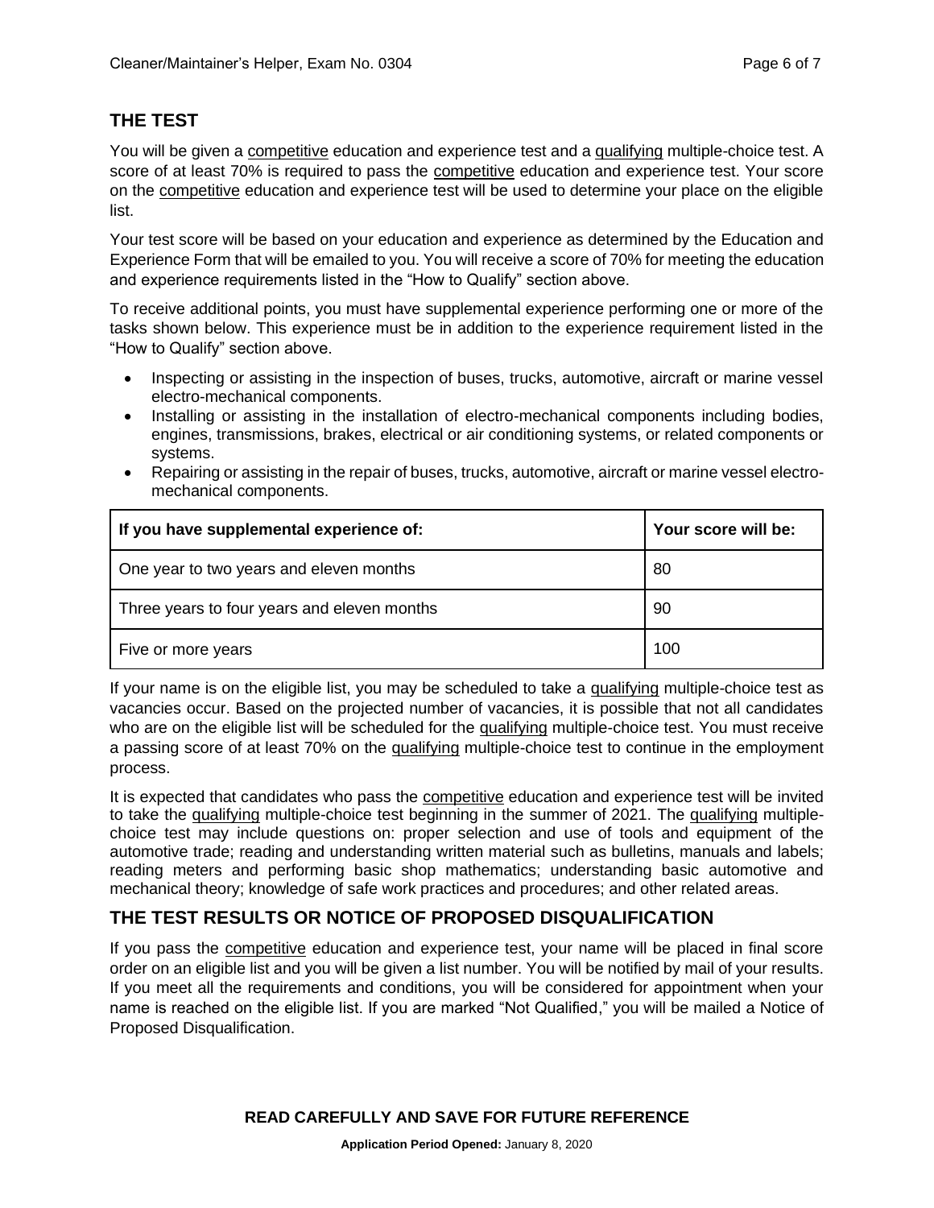## THE TEST

You will be given a competitive education and experience test and a qualifying multiple-choice test. A score of at least 70% is required to pass the competitive education and experience test. Your score on the competitive education and experience test will be used to determine your place on the eligible list.

Your test score will be based on your education and experience as determined by the Education and Experience Form that will be emailed to you. You will receive a score of 70% for meeting the education and experience requirements listed in the "How to Qualify" section above.

To receive additional points, you must have supplemental experience performing one or more of the tasks shown below. This experience must be in addition to the experience requirement listed in the "How to Qualify" section above.

- Inspecting or assisting in the inspection of buses, trucks, automotive, aircraft or marine vessel electro-mechanical components.
- Installing or assisting in the installation of electro-mechanical components including bodies, engines, transmissions, brakes, electrical or air conditioning systems, or related components or systems.
- Repairing or assisting in the repair of buses, trucks, automotive, aircraft or marine vessel electro-mechanical components.

| If you have supplemental experience of: | Your score will be: |
|---|---|
| One year to two years and eleven months | 80 |
| Three years to four years and eleven months | 90 |
| Five or more years | 100 |

If your name is on the eligible list, you may be scheduled to take a qualifying multiple-choice test as vacancies occur. Based on the projected number of vacancies, it is possible that not all candidates who are on the eligible list will be scheduled for the qualifying multiple-choice test. You must receive a passing score of at least 70% on the qualifying multiple-choice test to continue in the employment process.

It is expected that candidates who pass the competitive education and experience test will be invited to take the qualifying multiple-choice test beginning in the summer of 2021. The qualifying multiple-choice test may include questions on: proper selection and use of tools and equipment of the automotive trade; reading and understanding written material such as bulletins, manuals and labels; reading meters and performing basic shop mathematics; understanding basic automotive and mechanical theory; knowledge of safe work practices and procedures; and other related areas.

## THE TEST RESULTS OR NOTICE OF PROPOSED DISQUALIFICATION

If you pass the competitive education and experience test, your name will be placed in final score order on an eligible list and you will be given a list number. You will be notified by mail of your results. If you meet all the requirements and conditions, you will be considered for appointment when your name is reached on the eligible list. If you are marked "Not Qualified," you will be mailed a Notice of Proposed Disqualification.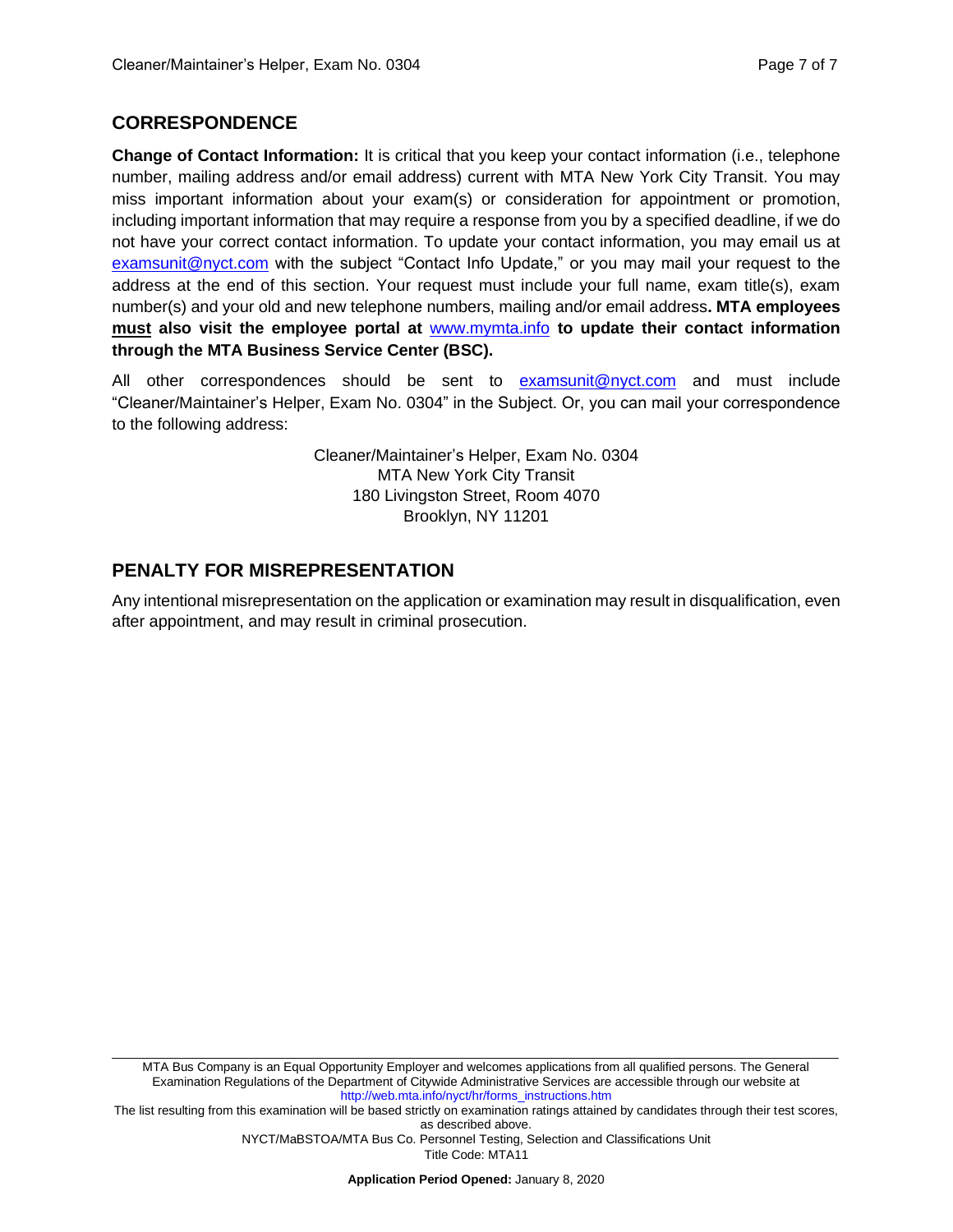## CORRESPONDENCE

**Change of Contact Information:** It is critical that you keep your contact information (i.e., telephone number, mailing address and/or email address) current with MTA New York City Transit. You may miss important information about your exam(s) or consideration for appointment or promotion, including important information that may require a response from you by a specified deadline, if we do not have your correct contact information. To update your contact information, you may email us at examsunit@nyct.com with the subject "Contact Info Update," or you may mail your request to the address at the end of this section. Your request must include your full name, exam title(s), exam number(s) and your old and new telephone numbers, mailing and/or email address**. MTA employees must also visit the employee portal at** www.mymta.info **to update their contact information through the MTA Business Service Center (BSC).**

All other correspondences should be sent to examsunit@nyct.com and must include "Cleaner/Maintainer's Helper, Exam No. 0304" in the Subject. Or, you can mail your correspondence to the following address:

Cleaner/Maintainer's Helper, Exam No. 0304
MTA New York City Transit
180 Livingston Street, Room 4070
Brooklyn, NY 11201

## PENALTY FOR MISREPRESENTATION

Any intentional misrepresentation on the application or examination may result in disqualification, even after appointment, and may result in criminal prosecution.

---

MTA Bus Company is an Equal Opportunity Employer and welcomes applications from all qualified persons. The General Examination Regulations of the Department of Citywide Administrative Services are accessible through our website at http://web.mta.info/nyct/hr/forms_instructions.htm

The list resulting from this examination will be based strictly on examination ratings attained by candidates through their test scores, as described above.

NYCT/MaBSTOA/MTA Bus Co. Personnel Testing, Selection and Classifications Unit

Title Code: MTA11

**Application Period Opened:** January 8, 2020